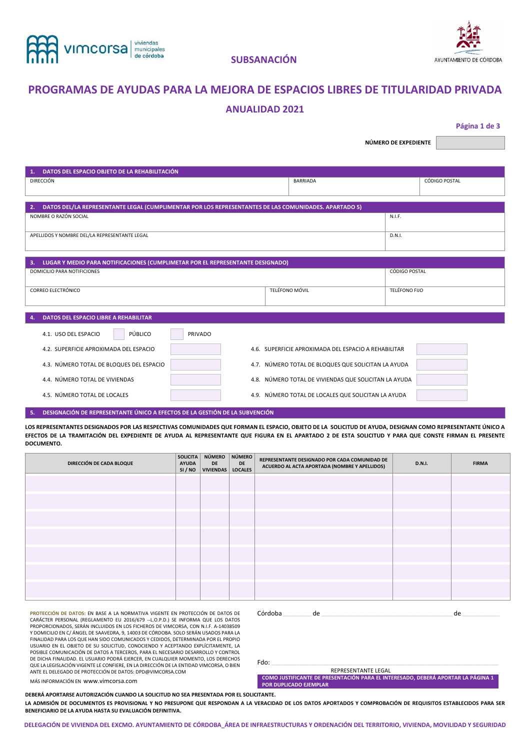vimcorsa viviendas municipales de córdoba

AYUNTAMIENTO DE CÓRDOBA

**SUBSANACIÓN**

# PROGRAMAS DE AYUDAS PARA LA MEJORA DE ESPACIOS LIBRES DE TITULARIDAD PRIVADA

## ANUALIDAD 2021

**NÚMERO DE EXPEDIENTE**

### 1. DATOS DEL ESPACIO OBJETO DE LA REHABILITACIÓN

| DIRECCIÓN | BARRIADA | CÓDIGO POSTAL |
|---|---|---|
| | | |

### 2. DATOS DEL/LA REPRESENTANTE LEGAL (CUMPLIMENTAR POR LOS REPRESENTANTES DE LAS COMUNIDADES. APARTADO 5)

| NOMBRE O RAZÓN SOCIAL | N.I.F. |
|---|---|
| APELLIDOS Y NOMBRE DEL/LA REPRESENTANTE LEGAL | D.N.I. |

### 3. LUGAR Y MEDIO PARA NOTIFICACIONES (CUMPLIMETAR POR EL REPRESENTANTE DESIGNADO)

| DOMICILIO PARA NOTIFICIONES | | CÓDIGO POSTAL |
|---|---|---|
| CORREO ELECTRÓNICO | TELÉFONO MÓVIL | TELÉFONO FIJO |

### 4. DATOS DEL ESPACIO LIBRE A REHABILITAR

4.1. USO DEL ESPACIO ☐ PÚBLICO ☐ PRIVADO

| | | | |
|---|---|---|---|
| 4.2. SUPERFICIE APROXIMADA DEL ESPACIO | | 4.6. SUPERFICIE APROXIMADA DEL ESPACIO A REHABILITAR | |
| 4.3. NÚMERO TOTAL DE BLOQUES DEL ESPACIO | | 4.7. NÚMERO TOTAL DE BLOQUES QUE SOLICITAN LA AYUDA | |
| 4.4. NÚMERO TOTAL DE VIVIENDAS | | 4.8. NÚMERO TOTAL DE VIVIENDAS QUE SOLICITAN LA AYUDA | |
| 4.5. NÚMERO TOTAL DE LOCALES | | 4.9. NÚMERO TOTAL DE LOCALES QUE SOLICITAN LA AYUDA | |

### 5. DESIGNACIÓN DE REPRESENTANTE ÚNICO A EFECTOS DE LA GESTIÓN DE LA SUBVENCIÓN

**LOS REPRESENTANTES DESIGNADOS POR LAS RESPECTIVAS COMUNIDADES QUE FORMAN EL ESPACIO, OBJETO DE LA SOLICITUD DE AYUDA, DESIGNAN COMO REPRESENTANTE ÚNICO A EFECTOS DE LA TRAMITACIÓN DEL EXPEDIENTE DE AYUDA AL REPRESENTANTE QUE FIGURA EN EL APARTADO 2 DE ESTA SOLICITUD Y PARA QUE CONSTE FIRMAN EL PRESENTE DOCUMENTO.**

| DIRECCIÓN DE CADA BLOQUE | SOLICITA AYUDA SI / NO | NÚMERO DE VIVIENDAS | NÚMERO DE LOCALES | REPRESENTANTE DESIGNADO POR CADA COMUNIDAD DE ACUERDO AL ACTA APORTADA (NOMBRE Y APELLIDOS) | D.N.I. | FIRMA |
|---|---|---|---|---|---|---|
| | | | | | | |
| | | | | | | |
| | | | | | | |
| | | | | | | |
| | | | | | | |
| | | | | | | |
| | | | | | | |

**PROTECCIÓN DE DATOS:** EN BASE A LA NORMATIVA VIGENTE EN PROTECCIÓN DE DATOS DE CARÁCTER PERSONAL (REGLAMENTO EU 2016/679 --L.O.P.D.) SE INFORMA QUE LOS DATOS PROPORCIONADOS, SERÁN INCLUIDOS EN LOS FICHEROS DE VIMCORSA, CON N.I.F. A-14038509 Y DOMICILIO EN C/ ÁNGEL DE SAAVEDRA, 9, 14003 DE CÓRDOBA. SOLO SERÁN USADOS PARA LA FINALIDAD PARA LOS QUE HAN SIDO COMUNICADOS Y CEDIDOS, PERMITIDA POR EL PROPIO USUARIO EN EL OBJETO DE SU SOLICITUD, CONOCIENDO Y ACEPTANDO EXPLÍCITAMENTE, LA POSIBLE COMUNICACIÓN DE DATOS A TERCEROS, PARA EL NECESARIO DESARROLLO Y CONTROL DE DICHA FINALIDAD. EL USUARIO PODRÁ EJERCER, EN CUALQUIER MOMENTO, LOS DERECHOS QUE LA LEGISLACIÓN VIGENTE LE CONFIERE, EN LA DIRECCIÓN DE LA ENTIDAD VIMCORSA, O BIEN ANTE EL DELEGADO DE PROTECCIÓN DE DATOS: DPD@VIMCORSA.COM

MÁS INFORMACIÓN EN www.vimcorsa.com

Córdoba \_\_\_\_\_\_ de \_\_\_\_\_\_\_\_\_\_\_\_\_\_\_\_\_\_\_\_ de \_\_\_\_\_\_

Fdo: \_\_\_\_\_\_\_\_\_\_\_\_\_\_\_\_\_\_\_\_\_\_\_\_\_\_\_\_\_\_\_\_

REPRESENTANTE LEGAL

**COMO JUSTIFICANTE DE PRESENTACIÓN PARA EL INTERESADO, DEBERÁ APORTAR LA PÁGINA 1 POR DUPLICADO EJEMPLAR**

**DEBERÁ APORTARSE AUTORIZACIÓN CUANDO LA SOLICITUD NO SEA PRESENTADA POR EL SOLICITANTE.**

**LA ADMISIÓN DE DOCUMENTOS ES PROVISIONAL Y NO PRESUPONE QUE RESPONDAN A LA VERACIDAD DE LOS DATOS APORTADOS Y COMPROBACIÓN DE REQUISITOS ESTABLECIDOS PARA SER BENEFICIARIO DE LA AYUDA HASTA SU EVALUACIÓN DEFINITIVA.**

**DELEGACIÓN DE VIVIENDA DEL EXCMO. AYUNTAMIENTO DE CÓRDOBA_ÁREA DE INFRAESTRUCTURAS Y ORDENACIÓN DEL TERRITORIO, VIVIENDA, MOVILIDAD Y SEGURIDAD**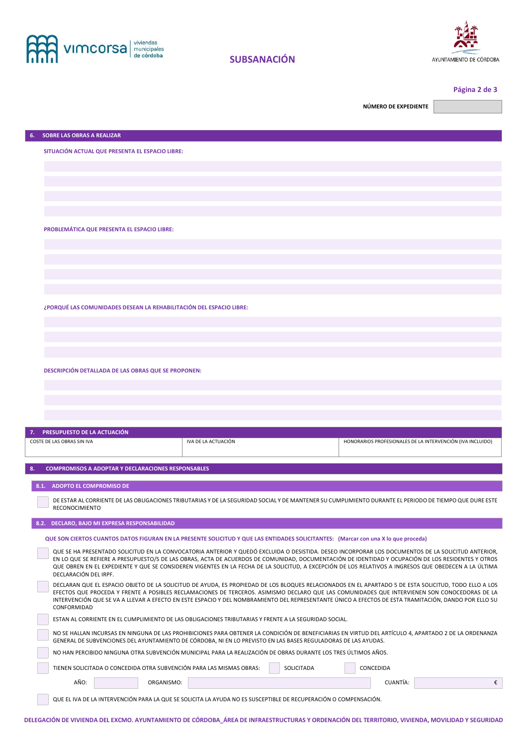SUBSANACIÓN

NÚMERO DE EXPEDIENTE

## 6. SOBRE LAS OBRAS A REALIZAR

**SITUACIÓN ACTUAL QUE PRESENTA EL ESPACIO LIBRE:**

**PROBLEMÁTICA QUE PRESENTA EL ESPACIO LIBRE:**

**¿PORQUÉ LAS COMUNIDADES DESEAN LA REHABILITACIÓN DEL ESPACIO LIBRE:**

**DESCRIPCIÓN DETALLADA DE LAS OBRAS QUE SE PROPONEN:**

## 7. PRESUPUESTO DE LA ACTUACIÓN

| COSTE DE LAS OBRAS SIN IVA | IVA DE LA ACTUACIÓN | HONORARIOS PROFESIONALES DE LA INTERVENCIÓN (IVA INCLUIDO) |
|---|---|---|
| | | |

## 8. COMPROMISOS A ADOPTAR Y DECLARACIONES RESPONSABLES

### 8.1. ADOPTO EL COMPROMISO DE

- [ ] DE ESTAR AL CORRIENTE DE LAS OBLIGACIONES TRIBUTARIAS Y DE LA SEGURIDAD SOCIAL Y DE MANTENER SU CUMPLIMIENTO DURANTE EL PERIODO DE TIEMPO QUE DURE ESTE RECONOCIMIENTO

### 8.2. DECLARO, BAJO MI EXPRESA RESPONSABILIDAD

**QUE SON CIERTOS CUANTOS DATOS FIGURAN EN LA PRESENTE SOLICITUD Y QUE LAS ENTIDADES SOLICITANTES: (Marcar con una X lo que proceda)**

- [ ] QUE SE HA PRESENTADO SOLICITUD EN LA CONVOCATORIA ANTERIOR Y QUEDÓ EXCLUIDA O DESISTIDA. DESEO INCORPORAR LOS DOCUMENTOS DE LA SOLICITUD ANTERIOR, EN LO QUE SE REFIERE A PRESUPUESTO/S DE LAS OBRAS, ACTA DE ACUERDOS DE COMUNIDAD, DOCUMENTACIÓN DE IDENTIDAD Y OCUPACIÓN DE LOS RESIDENTES Y OTROS QUE OBREN EN EL EXPEDIENTE Y QUE SE CONSIDEREN VIGENTES EN LA FECHA DE LA SOLICITUD, A EXCEPCIÓN DE LOS RELATIVOS A INGRESOS QUE OBEDECEN A LA ÚLTIMA DECLARACIÓN DEL IRPF.
- [ ] DECLARAN QUE EL ESPACIO OBJETO DE LA SOLICITUD DE AYUDA, ES PROPIEDAD DE LOS BLOQUES RELACIONADOS EN EL APARTADO 5 DE ESTA SOLICITUD, TODO ELLO A LOS EFECTOS QUE PROCEDA Y FRENTE A POSIBLES RECLAMACIONES DE TERCEROS. ASIMISMO DECLARO QUE LAS COMUNIDADES QUE INTERVIENEN SON CONOCEDORAS DE LA INTERVENCIÓN QUE SE VA A LLEVAR A EFECTO EN ESTE ESPACIO Y DEL NOMBRAMIENTO DEL REPRESENTANTE ÚNICO A EFECTOS DE ESTA TRAMITACIÓN, DANDO POR ELLO SU CONFORMIDAD
- [ ] ESTAN AL CORRIENTE EN EL CUMPLIMIENTO DE LAS OBLIGACIONES TRIBUTARIAS Y FRENTE A LA SEGURIDAD SOCIAL.
- [ ] NO SE HALLAN INCURSAS EN NINGUNA DE LAS PROHIBICIONES PARA OBTENER LA CONDICIÓN DE BENEFICIARIAS EN VIRTUD DEL ARTÍCULO 4, APARTADO 2 DE LA ORDENANZA GENERAL DE SUBVENCIONES DEL AYUNTAMIENTO DE CÓRDOBA, NI EN LO PREVISTO EN LAS BASES REGULADORAS DE LAS AYUDAS.
- [ ] NO HAN PERCIBIDO NINGUNA OTRA SUBVENCIÓN MUNICIPAL PARA LA REALIZACIÓN DE OBRAS DURANTE LOS TRES ÚLTIMOS AÑOS.
- [ ] TIENEN SOLICITADA O CONCEDIDA OTRA SUBVENCIÓN PARA LAS MISMAS OBRAS: [ ] SOLICITADA [ ] CONCEDIDA

  AÑO: ______ ORGANISMO: ______ CUANTÍA: ______ €
- [ ] QUE EL IVA DE LA INTERVENCIÓN PARA LA QUE SE SOLICITA LA AYUDA NO ES SUSCEPTIBLE DE RECUPERACIÓN O COMPENSACIÓN.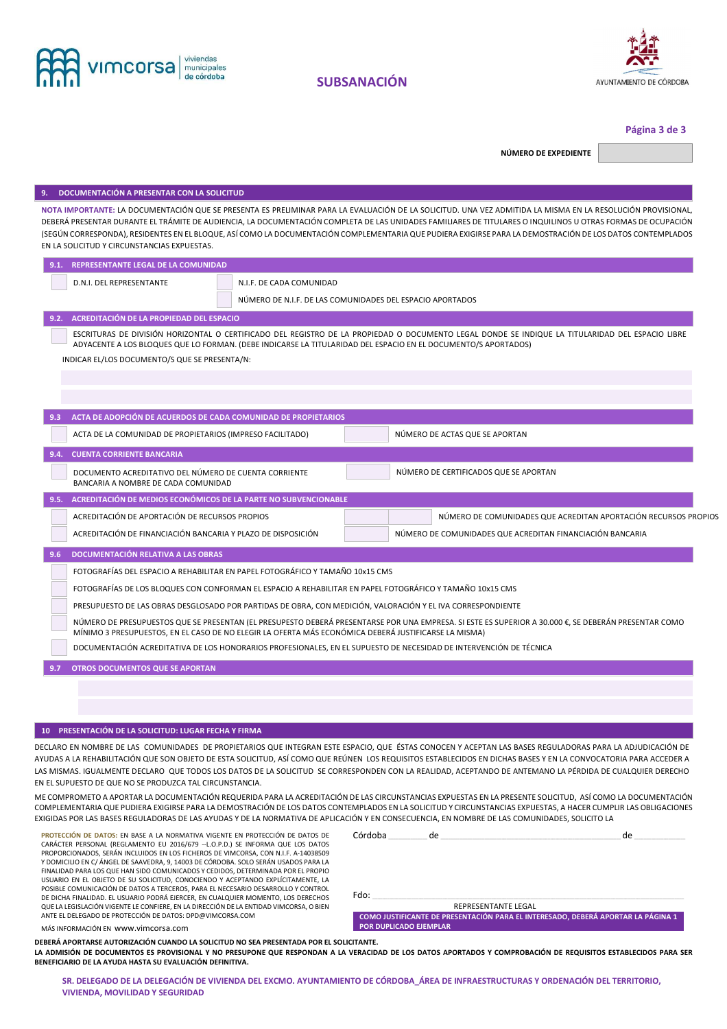## SUBSANACIÓN

**NÚMERO DE EXPEDIENTE**

### 9. DOCUMENTACIÓN A PRESENTAR CON LA SOLICITUD

**NOTA IMPORTANTE:** LA DOCUMENTACIÓN QUE SE PRESENTA ES PRELIMINAR PARA LA EVALUACIÓN DE LA SOLICITUD. UNA VEZ ADMITIDA LA MISMA EN LA RESOLUCIÓN PROVISIONAL, DEBERÁ PRESENTAR DURANTE EL TRÁMITE DE AUDIENCIA, LA DOCUMENTACIÓN COMPLETA DE LAS UNIDADES FAMILIARES DE TITULARES O INQUILINOS U OTRAS FORMAS DE OCUPACIÓN (SEGÚN CORRESPONDA), RESIDENTES EN EL BLOQUE, ASÍ COMO LA DOCUMENTACIÓN COMPLEMENTARIA QUE PUDIERA EXIGIRSE PARA LA DEMOSTRACIÓN DE LOS DATOS CONTEMPLADOS EN LA SOLICITUD Y CIRCUNSTANCIAS EXPUESTAS.

#### 9.1. REPRESENTANTE LEGAL DE LA COMUNIDAD

- ☐ D.N.I. DEL REPRESENTANTE
- ☐ N.I.F. DE CADA COMUNIDAD
- ☐ NÚMERO DE N.I.F. DE LAS COMUNIDADES DEL ESPACIO APORTADOS

#### 9.2. ACREDITACIÓN DE LA PROPIEDAD DEL ESPACIO

- ☐ ESCRITURAS DE DIVISIÓN HORIZONTAL O CERTIFICADO DEL REGISTRO DE LA PROPIEDAD O DOCUMENTO LEGAL DONDE SE INDIQUE LA TITULARIDAD DEL ESPACIO LIBRE ADYACENTE A LOS BLOQUES QUE LO FORMAN. (DEBE INDICARSE LA TITULARIDAD DEL ESPACIO EN EL DOCUMENTO/S APORTADOS)

INDICAR EL/LOS DOCUMENTO/S QUE SE PRESENTA/N:

#### 9.3 ACTA DE ADOPCIÓN DE ACUERDOS DE CADA COMUNIDAD DE PROPIETARIOS

- ☐ ACTA DE LA COMUNIDAD DE PROPIETARIOS (IMPRESO FACILITADO) — NÚMERO DE ACTAS QUE SE APORTAN

#### 9.4. CUENTA CORRIENTE BANCARIA

- ☐ DOCUMENTO ACREDITATIVO DEL NÚMERO DE CUENTA CORRIENTE BANCARIA A NOMBRE DE CADA COMUNIDAD — NÚMERO DE CERTIFICADOS QUE SE APORTAN

#### 9.5. ACREDITACIÓN DE MEDIOS ECONÓMICOS DE LA PARTE NO SUBVENCIONABLE

- ☐ ACREDITACIÓN DE APORTACIÓN DE RECURSOS PROPIOS — NÚMERO DE COMUNIDADES QUE ACREDITAN APORTACIÓN RECURSOS PROPIOS
- ☐ ACREDITACIÓN DE FINANCIACIÓN BANCARIA Y PLAZO DE DISPOSICIÓN — NÚMERO DE COMUNIDADES QUE ACREDITAN FINANCIACIÓN BANCARIA

#### 9.6 DOCUMENTACIÓN RELATIVA A LAS OBRAS

- ☐ FOTOGRAFÍAS DEL ESPACIO A REHABILITAR EN PAPEL FOTOGRÁFICO Y TAMAÑO 10x15 CMS
- ☐ FOTOGRAFÍAS DE LOS BLOQUES CON CONFORMAN EL ESPACIO A REHABILITAR EN PAPEL FOTOGRÁFICO Y TAMAÑO 10x15 CMS
- ☐ PRESUPUESTO DE LAS OBRAS DESGLOSADO POR PARTIDAS DE OBRA, CON MEDICIÓN, VALORACIÓN Y EL IVA CORRESPONDIENTE
- ☐ NÚMERO DE PRESUPUESTOS QUE SE PRESENTAN (EL PRESUPESTO DEBERÁ PRESENTARSE POR UNA EMPRESA. SI ESTE ES SUPERIOR A 30.000 €, SE DEBERÁN PRESENTAR COMO MÍNIMO 3 PRESUPUESTOS, EN EL CASO DE NO ELEGIR LA OFERTA MÁS ECONÓMICA DEBERÁ JUSTIFICARSE LA MISMA)
- ☐ DOCUMENTACIÓN ACREDITATIVA DE LOS HONORARIOS PROFESIONALES, EN EL SUPUESTO DE NECESIDAD DE INTERVENCIÓN DE TÉCNICA

#### 9.7 OTROS DOCUMENTOS QUE SE APORTAN

### 10 PRESENTACIÓN DE LA SOLICITUD: LUGAR FECHA Y FIRMA

DECLARO EN NOMBRE DE LAS COMUNIDADES DE PROPIETARIOS QUE INTEGRAN ESTE ESPACIO, QUE ÉSTAS CONOCEN Y ACEPTAN LAS BASES REGULADORAS PARA LA ADJUDICACIÓN DE AYUDAS A LA REHABILITACIÓN QUE SON OBJETO DE ESTA SOLICITUD, ASÍ COMO QUE REÚNEN LOS REQUISITOS ESTABLECIDOS EN DICHAS BASES Y EN LA CONVOCATORIA PARA ACCEDER A LAS MISMAS. IGUALMENTE DECLARO QUE TODOS LOS DATOS DE LA SOLICITUD SE CORRESPONDEN CON LA REALIDAD, ACEPTANDO DE ANTEMANO LA PÉRDIDA DE CUALQUIER DERECHO EN EL SUPUESTO DE QUE NO SE PRODUZCA TAL CIRCUNSTANCIA.

ME COMPROMETO A APORTAR LA DOCUMENTACIÓN REQUERIDA PARA LA ACREDITACIÓN DE LAS CIRCUNSTANCIAS EXPUESTAS EN LA PRESENTE SOLICITUD, ASÍ COMO LA DOCUMENTACIÓN COMPLEMENTARIA QUE PUDIERA EXIGIRSE PARA LA DEMOSTRACIÓN DE LOS DATOS CONTEMPLADOS EN LA SOLICITUD Y CIRCUNSTANCIAS EXPUESTAS, A HACER CUMPLIR LAS OBLIGACIONES EXIGIDAS POR LAS BASES REGULADORAS DE LAS AYUDAS Y DE LA NORMATIVA DE APLICACIÓN Y EN CONSECUENCIA, EN NOMBRE DE LAS COMUNIDADES, SOLICITO LA

**PROTECCIÓN DE DATOS:** EN BASE A LA NORMATIVA VIGENTE EN PROTECCIÓN DE DATOS DE CARÁCTER PERSONAL (REGLAMENTO EU 2016/679 --L.O.P.D.) SE INFORMA QUE LOS DATOS PROPORCIONADOS, SERÁN INCLUIDOS EN LOS FICHEROS DE VIMCORSA, CON N.I.F. A-14038509 Y DOMICILIO EN C/ ÁNGEL DE SAAVEDRA, 9, 14003 DE CÓRDOBA. SOLO SERÁN USADOS PARA LA FINALIDAD PARA LOS QUE HAN SIDO COMUNICADOS Y CEDIDOS, DETERMINADA POR EL PROPIO USUARIO EN EL OBJETO DE SU SOLICITUD, CONOCIENDO Y ACEPTANDO EXPLÍCITAMENTE, LA POSIBLE COMUNICACIÓN DE DATOS A TERCEROS, PARA EL NECESARIO DESARROLLO Y CONTROL DE DICHA FINALIDAD. EL USUARIO PODRÁ EJERCER, EN CUALQUIER MOMENTO, LOS DERECHOS QUE LA LEGISLACIÓN VIGENTE LE CONFIERE, EN LA DIRECCIÓN DE LA ENTIDAD VIMCORSA, O BIEN ANTE EL DELEGADO DE PROTECCIÓN DE DATOS: DPD@VIMCORSA.COM

MÁS INFORMACIÓN EN www.vimcorsa.com

Córdoba ________ de ____________________ de ________

Fdo: ____________________________________________

REPRESENTANTE LEGAL

**COMO JUSTIFICANTE DE PRESENTACIÓN PARA EL INTERESADO, DEBERÁ APORTAR LA PÁGINA 1 POR DUPLICADO EJEMPLAR**

**DEBERÁ APORTARSE AUTORIZACIÓN CUANDO LA SOLICITUD NO SEA PRESENTADA POR EL SOLICITANTE.**

**LA ADMISIÓN DE DOCUMENTOS ES PROVISIONAL Y NO PRESUPONE QUE RESPONDAN A LA VERACIDAD DE LOS DATOS APORTADOS Y COMPROBACIÓN DE REQUISITOS ESTABLECIDOS PARA SER BENEFICIARIO DE LA AYUDA HASTA SU EVALUACIÓN DEFINITIVA.**

**SR. DELEGADO DE LA DELEGACIÓN DE VIVIENDA DEL EXCMO. AYUNTAMIENTO DE CÓRDOBA_ÁREA DE INFRAESTRUCTURAS Y ORDENACIÓN DEL TERRITORIO, VIVIENDA, MOVILIDAD Y SEGURIDAD**